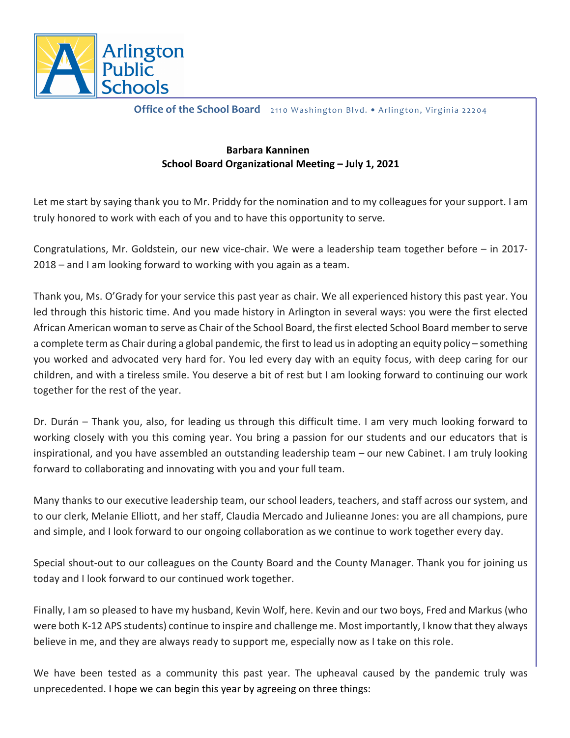Arlington Public Schools

**Office of the School Board** 2110 Washington Blvd. • Arlington, Virginia 22204

**Barbara Kanninen**
**School Board Organizational Meeting – July 1, 2021**

Let me start by saying thank you to Mr. Priddy for the nomination and to my colleagues for your support. I am truly honored to work with each of you and to have this opportunity to serve.

Congratulations, Mr. Goldstein, our new vice-chair. We were a leadership team together before – in 2017-2018 – and I am looking forward to working with you again as a team.

Thank you, Ms. O'Grady for your service this past year as chair. We all experienced history this past year. You led through this historic time. And you made history in Arlington in several ways: you were the first elected African American woman to serve as Chair of the School Board, the first elected School Board member to serve a complete term as Chair during a global pandemic, the first to lead us in adopting an equity policy – something you worked and advocated very hard for. You led every day with an equity focus, with deep caring for our children, and with a tireless smile. You deserve a bit of rest but I am looking forward to continuing our work together for the rest of the year.

Dr. Durán – Thank you, also, for leading us through this difficult time. I am very much looking forward to working closely with you this coming year. You bring a passion for our students and our educators that is inspirational, and you have assembled an outstanding leadership team – our new Cabinet. I am truly looking forward to collaborating and innovating with you and your full team.

Many thanks to our executive leadership team, our school leaders, teachers, and staff across our system, and to our clerk, Melanie Elliott, and her staff, Claudia Mercado and Julieanne Jones: you are all champions, pure and simple, and I look forward to our ongoing collaboration as we continue to work together every day.

Special shout-out to our colleagues on the County Board and the County Manager. Thank you for joining us today and I look forward to our continued work together.

Finally, I am so pleased to have my husband, Kevin Wolf, here. Kevin and our two boys, Fred and Markus (who were both K-12 APS students) continue to inspire and challenge me. Most importantly, I know that they always believe in me, and they are always ready to support me, especially now as I take on this role.

We have been tested as a community this past year. The upheaval caused by the pandemic truly was unprecedented. I hope we can begin this year by agreeing on three things: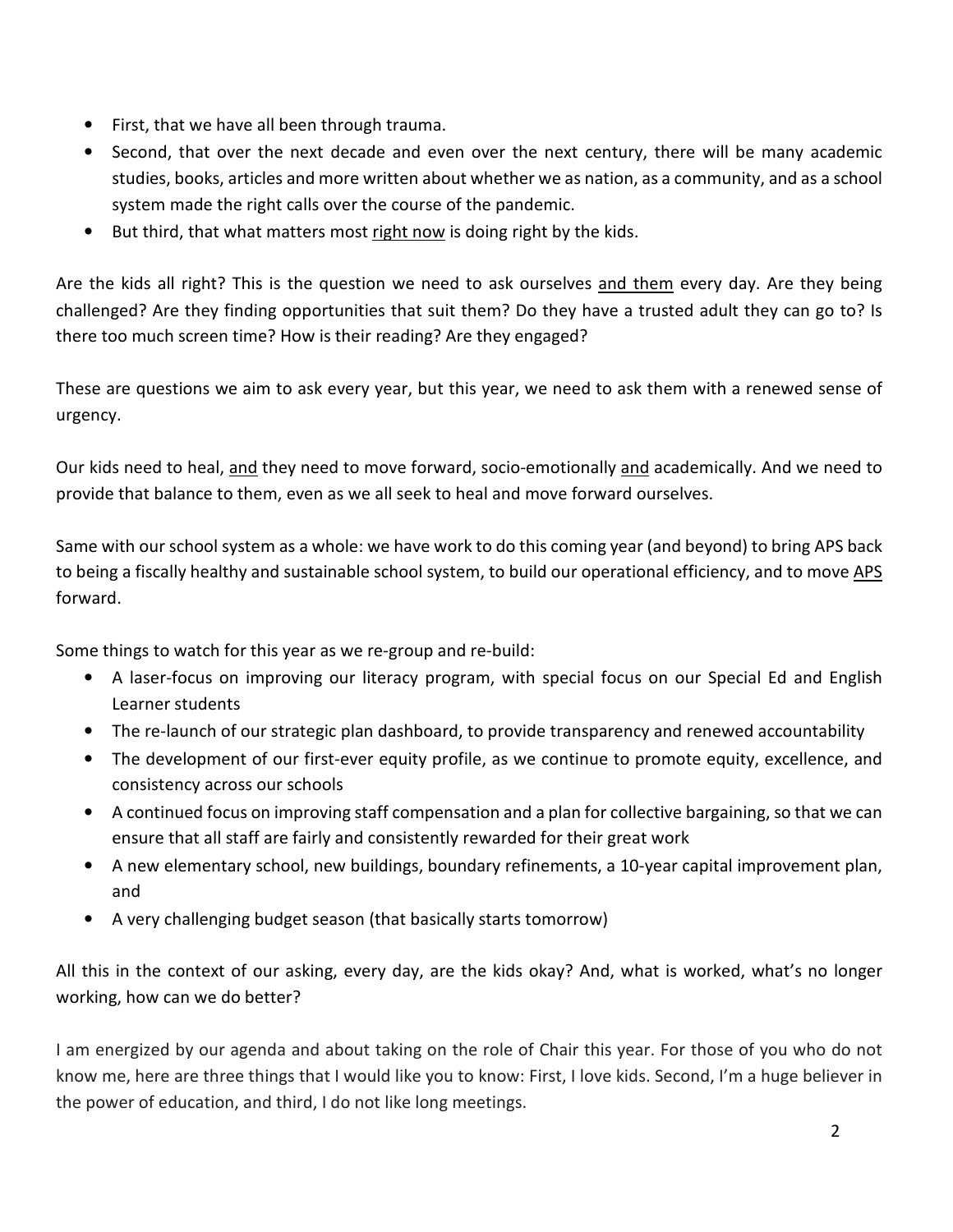- First, that we have all been through trauma.
- Second, that over the next decade and even over the next century, there will be many academic studies, books, articles and more written about whether we as nation, as a community, and as a school system made the right calls over the course of the pandemic.
- But third, that what matters most <u>right now</u> is doing right by the kids.

Are the kids all right? This is the question we need to ask ourselves <u>and them</u> every day. Are they being challenged? Are they finding opportunities that suit them? Do they have a trusted adult they can go to? Is there too much screen time? How is their reading? Are they engaged?

These are questions we aim to ask every year, but this year, we need to ask them with a renewed sense of urgency.

Our kids need to heal, <u>and</u> they need to move forward, socio-emotionally <u>and</u> academically. And we need to provide that balance to them, even as we all seek to heal and move forward ourselves.

Same with our school system as a whole: we have work to do this coming year (and beyond) to bring APS back to being a fiscally healthy and sustainable school system, to build our operational efficiency, and to move <u>APS</u> forward.

Some things to watch for this year as we re-group and re-build:

- A laser-focus on improving our literacy program, with special focus on our Special Ed and English Learner students
- The re-launch of our strategic plan dashboard, to provide transparency and renewed accountability
- The development of our first-ever equity profile, as we continue to promote equity, excellence, and consistency across our schools
- A continued focus on improving staff compensation and a plan for collective bargaining, so that we can ensure that all staff are fairly and consistently rewarded for their great work
- A new elementary school, new buildings, boundary refinements, a 10-year capital improvement plan, and
- A very challenging budget season (that basically starts tomorrow)

All this in the context of our asking, every day, are the kids okay? And, what is worked, what's no longer working, how can we do better?

I am energized by our agenda and about taking on the role of Chair this year. For those of you who do not know me, here are three things that I would like you to know: First, I love kids. Second, I'm a huge believer in the power of education, and third, I do not like long meetings.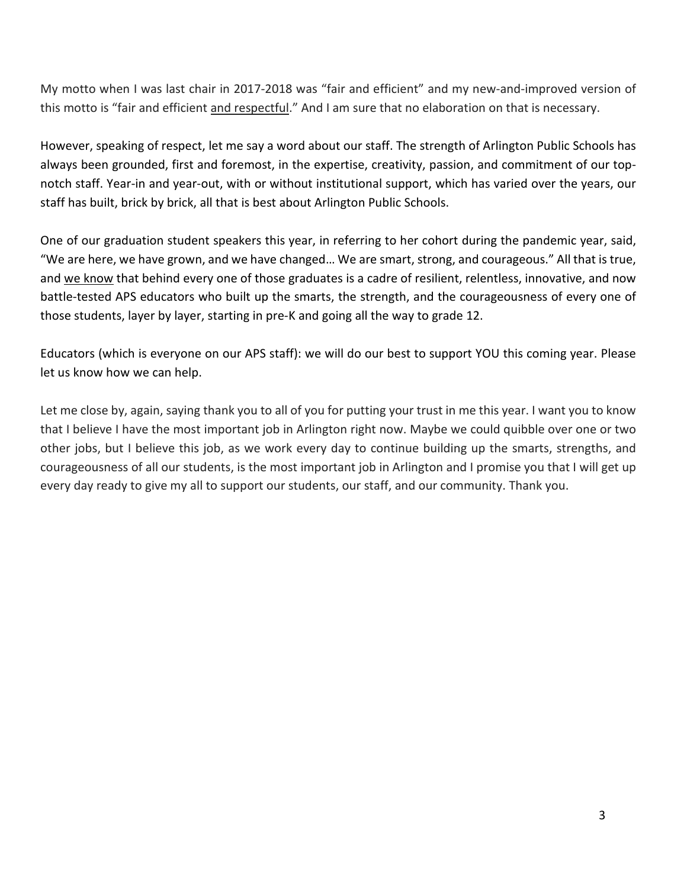My motto when I was last chair in 2017-2018 was "fair and efficient" and my new-and-improved version of this motto is "fair and efficient <u>and respectful</u>." And I am sure that no elaboration on that is necessary.

However, speaking of respect, let me say a word about our staff. The strength of Arlington Public Schools has always been grounded, first and foremost, in the expertise, creativity, passion, and commitment of our top-notch staff. Year-in and year-out, with or without institutional support, which has varied over the years, our staff has built, brick by brick, all that is best about Arlington Public Schools.

One of our graduation student speakers this year, in referring to her cohort during the pandemic year, said, "We are here, we have grown, and we have changed… We are smart, strong, and courageous." All that is true, and <u>we know</u> that behind every one of those graduates is a cadre of resilient, relentless, innovative, and now battle-tested APS educators who built up the smarts, the strength, and the courageousness of every one of those students, layer by layer, starting in pre-K and going all the way to grade 12.

Educators (which is everyone on our APS staff): we will do our best to support YOU this coming year. Please let us know how we can help.

Let me close by, again, saying thank you to all of you for putting your trust in me this year. I want you to know that I believe I have the most important job in Arlington right now. Maybe we could quibble over one or two other jobs, but I believe this job, as we work every day to continue building up the smarts, strengths, and courageousness of all our students, is the most important job in Arlington and I promise you that I will get up every day ready to give my all to support our students, our staff, and our community. Thank you.